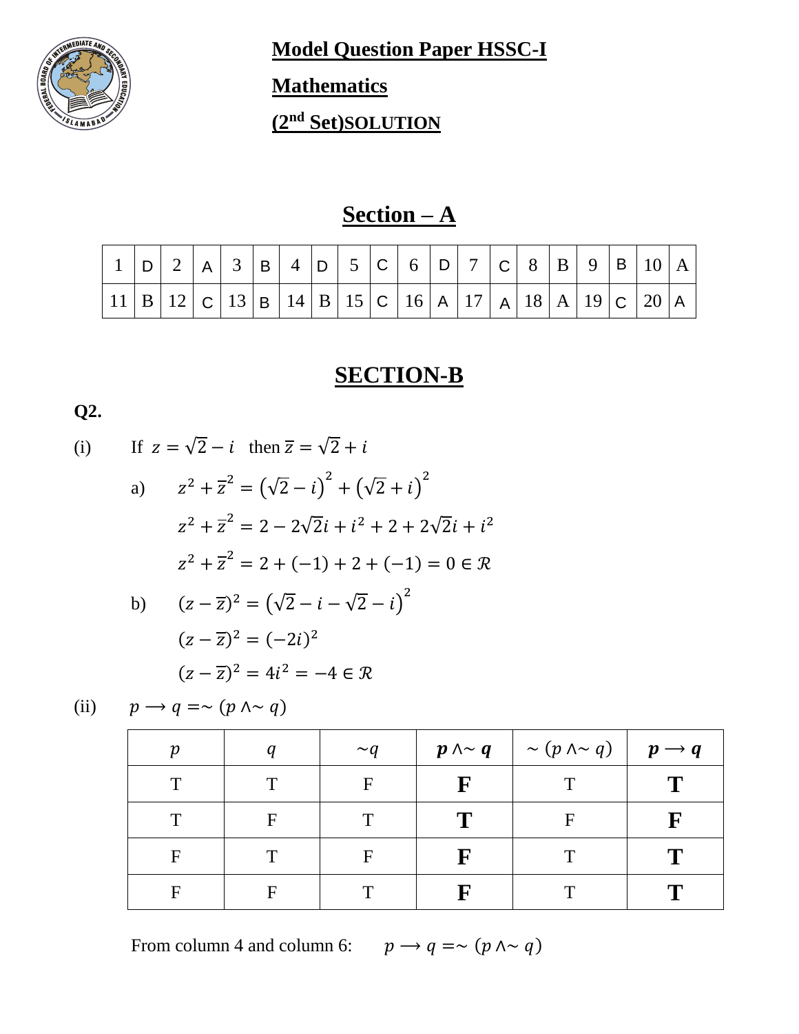# Model Question Paper HSSC-I

# Mathematics

# (2nd Set)SOLUTION

## Section – A

| 1 | D | 2 | A | 3 | B | 4 | D | 5 | C | 6 | D | 7 | C | 8 | B | 9 | B | 10 | A |
|---|---|---|---|---|---|---|---|---|---|---|---|---|---|---|---|---|---|---|---|
| 11 | B | 12 | C | 13 | B | 14 | B | 15 | C | 16 | A | 17 | A | 18 | A | 19 | C | 20 | A |

## SECTION-B

**Q2.**

(i) If $z = \sqrt{2} - i$ then $\overline{z} = \sqrt{2} + i$

a) $z^2 + \overline{z}^2 = \left(\sqrt{2} - i\right)^2 + \left(\sqrt{2} + i\right)^2$

$z^2 + \overline{z}^2 = 2 - 2\sqrt{2}i + i^2 + 2 + 2\sqrt{2}i + i^2$

$z^2 + \overline{z}^2 = 2 + (-1) + 2 + (-1) = 0 \in \mathcal{R}$

b) $(z - \overline{z})^2 = \left(\sqrt{2} - i - \sqrt{2} - i\right)^2$

$(z - \overline{z})^2 = (-2i)^2$

$(z - \overline{z})^2 = 4i^2 = -4 \in \mathcal{R}$

(ii) $p \longrightarrow q = \sim (p \wedge \sim q)$

| $p$ | $q$ | $\sim q$ | $\boldsymbol{p \wedge \sim q}$ | $\sim (p \wedge \sim q)$ | $\boldsymbol{p \longrightarrow q}$ |
|---|---|---|---|---|---|
| T | T | F | **F** | T | **T** |
| T | F | T | **T** | F | **F** |
| F | T | F | **F** | T | **T** |
| F | F | T | **F** | T | **T** |

From column 4 and column 6: $p \longrightarrow q = \sim (p \wedge \sim q)$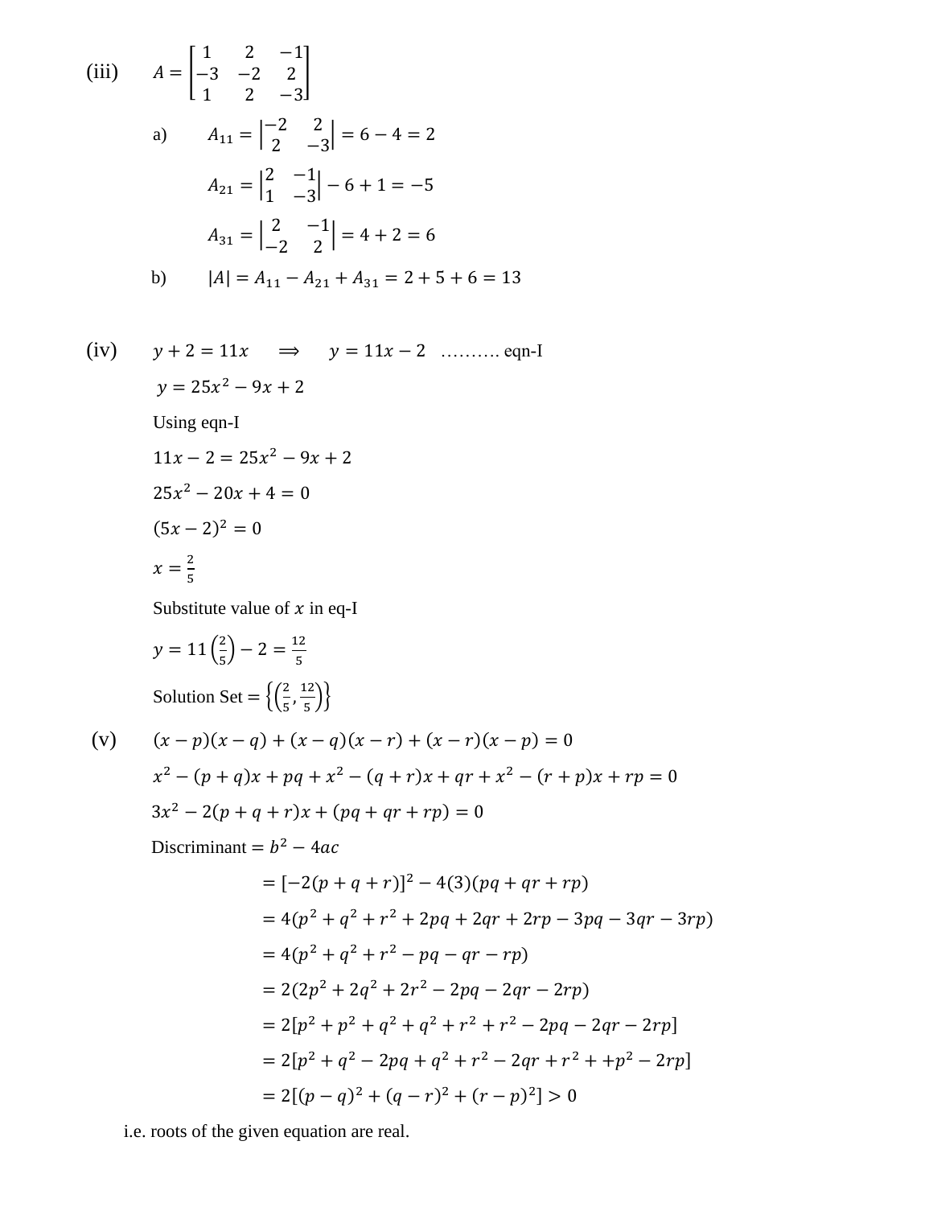(iii) $A = \begin{bmatrix} 1 & 2 & -1 \\ -3 & -2 & 2 \\ 1 & 2 & -3 \end{bmatrix}$

a) $A_{11} = \begin{vmatrix} -2 & 2 \\ 2 & -3 \end{vmatrix} = 6 - 4 = 2$

$A_{21} = \begin{vmatrix} 2 & -1 \\ 1 & -3 \end{vmatrix} - 6 + 1 = -5$

$A_{31} = \begin{vmatrix} 2 & -1 \\ -2 & 2 \end{vmatrix} = 4 + 2 = 6$

b) $|A| = A_{11} - A_{21} + A_{31} = 2 + 5 + 6 = 13$

(iv) $y + 2 = 11x \quad \Rightarrow \quad y = 11x - 2$ ………. eqn-I

$y = 25x^2 - 9x + 2$

Using eqn-I

$11x - 2 = 25x^2 - 9x + 2$

$25x^2 - 20x + 4 = 0$

$(5x - 2)^2 = 0$

$x = \frac{2}{5}$

Substitute value of $x$ in eq-I

$y = 11\left(\frac{2}{5}\right) - 2 = \frac{12}{5}$

Solution Set $= \left\{\left(\frac{2}{5}, \frac{12}{5}\right)\right\}$

(v) $(x - p)(x - q) + (x - q)(x - r) + (x - r)(x - p) = 0$

$x^2 - (p + q)x + pq + x^2 - (q + r)x + qr + x^2 - (r + p)x + rp = 0$

$3x^2 - 2(p + q + r)x + (pq + qr + rp) = 0$

Discriminant $= b^2 - 4ac$

$$= [-2(p + q + r)]^2 - 4(3)(pq + qr + rp)$$

$$= 4(p^2 + q^2 + r^2 + 2pq + 2qr + 2rp - 3pq - 3qr - 3rp)$$

$$= 4(p^2 + q^2 + r^2 - pq - qr - rp)$$

$$= 2(2p^2 + 2q^2 + 2r^2 - 2pq - 2qr - 2rp)$$

$$= 2[p^2 + p^2 + q^2 + q^2 + r^2 + r^2 - 2pq - 2qr - 2rp]$$

$$= 2[p^2 + q^2 - 2pq + q^2 + r^2 - 2qr + r^2 + +p^2 - 2rp]$$

$$= 2[(p - q)^2 + (q - r)^2 + (r - p)^2] > 0$$

i.e. roots of the given equation are real.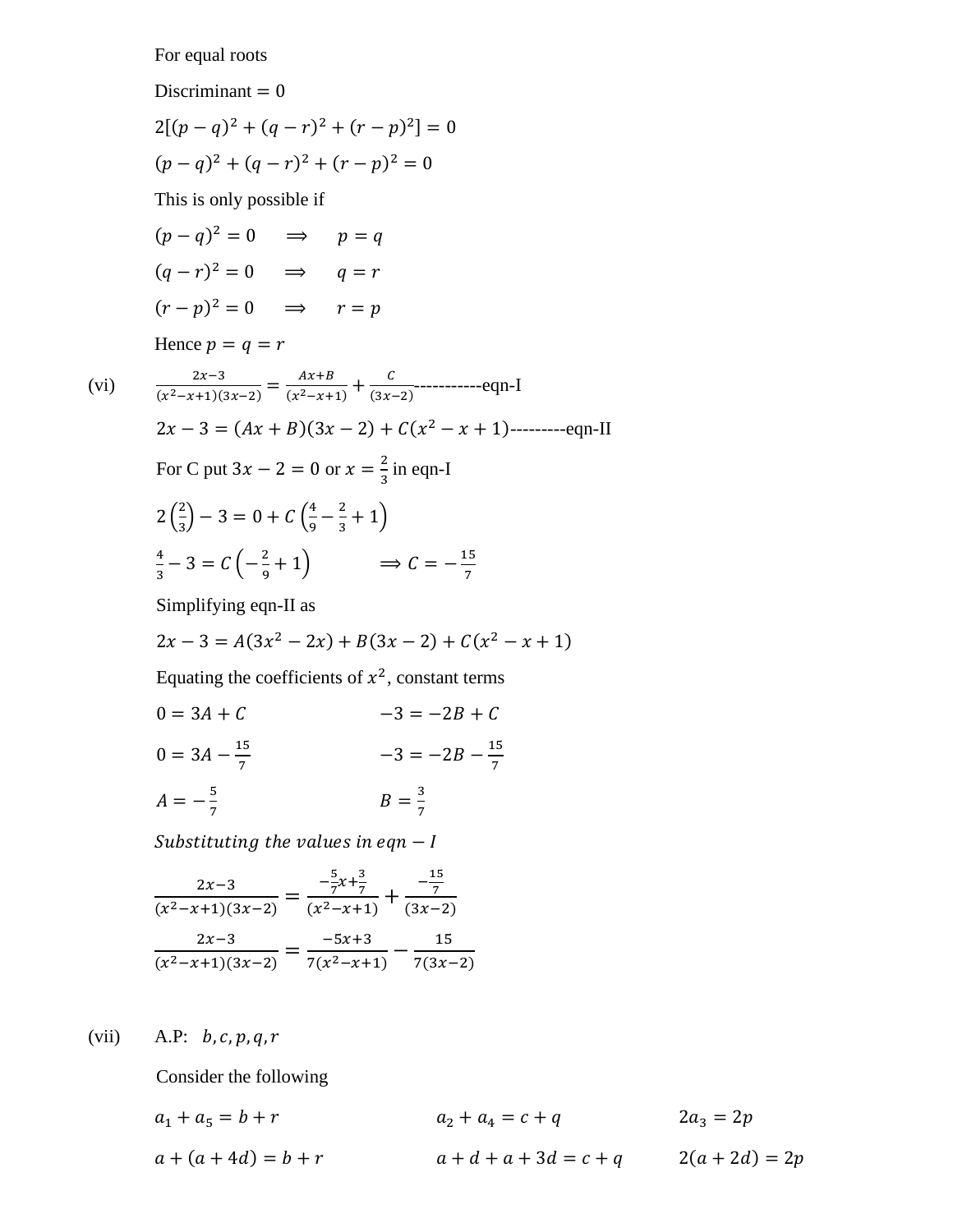For equal roots

Discriminant $= 0$

$2[(p-q)^2 + (q-r)^2 + (r-p)^2] = 0$

$(p-q)^2 + (q-r)^2 + (r-p)^2 = 0$

This is only possible if

$(p-q)^2 = 0 \quad \Rightarrow \quad p = q$

$(q-r)^2 = 0 \quad \Rightarrow \quad q = r$

$(r-p)^2 = 0 \quad \Rightarrow \quad r = p$

Hence $p = q = r$

(vi) $\frac{2x-3}{(x^2-x+1)(3x-2)} = \frac{Ax+B}{(x^2-x+1)} + \frac{C}{(3x-2)}$-----------eqn-I

$2x - 3 = (Ax+B)(3x-2) + C(x^2-x+1)$---------eqn-II

For C put $3x - 2 = 0$ or $x = \frac{2}{3}$ in eqn-I

$2\left(\frac{2}{3}\right) - 3 = 0 + C\left(\frac{4}{9} - \frac{2}{3} + 1\right)$

$\frac{4}{3} - 3 = C\left(-\frac{2}{9} + 1\right) \qquad \Rightarrow C = -\frac{15}{7}$

Simplifying eqn-II as

$2x - 3 = A(3x^2 - 2x) + B(3x - 2) + C(x^2 - x + 1)$

Equating the coefficients of $x^2$, constant terms

$0 = 3A + C \qquad\qquad -3 = -2B + C$

$0 = 3A - \frac{15}{7} \qquad\qquad -3 = -2B - \frac{15}{7}$

$A = -\frac{5}{7} \qquad\qquad B = \frac{3}{7}$

*Substituting the values in eqn − I*

$$\frac{2x-3}{(x^2-x+1)(3x-2)} = \frac{-\frac{5}{7}x + \frac{3}{7}}{(x^2-x+1)} + \frac{-\frac{15}{7}}{(3x-2)}$$

$$\frac{2x-3}{(x^2-x+1)(3x-2)} = \frac{-5x+3}{7(x^2-x+1)} - \frac{15}{7(3x-2)}$$

(vii) A.P: $b, c, p, q, r$

Consider the following

$a_1 + a_5 = b + r \qquad\qquad a_2 + a_4 = c + q \qquad\qquad 2a_3 = 2p$

$a + (a + 4d) = b + r \qquad\qquad a + d + a + 3d = c + q \qquad\qquad 2(a + 2d) = 2p$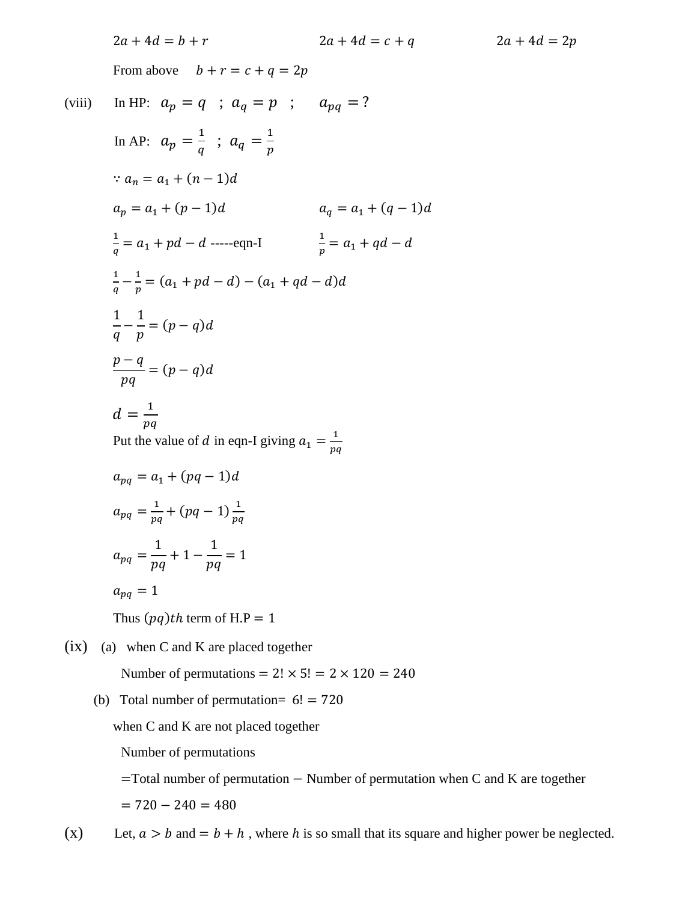$2a + 4d = b + r$ $\qquad\qquad$ $2a + 4d = c + q$ $\qquad\qquad$ $2a + 4d = 2p$

From above $\quad b + r = c + q = 2p$

(viii) In HP: $a_p = q \;\; ; \; a_q = p \;\; ; \quad a_{pq} = ?$

In AP: $a_p = \frac{1}{q} \;\; ; \; a_q = \frac{1}{p}$

$\because a_n = a_1 + (n-1)d$

$a_p = a_1 + (p-1)d$ $\qquad\qquad$ $a_q = a_1 + (q-1)d$

$\frac{1}{q} = a_1 + pd - d$ -----eqn-I $\qquad\qquad$ $\frac{1}{p} = a_1 + qd - d$

$\frac{1}{q} - \frac{1}{p} = (a_1 + pd - d) - (a_1 + qd - d)d$

$$\frac{1}{q} - \frac{1}{p} = (p-q)d$$

$$\frac{p-q}{pq} = (p-q)d$$

$$d = \frac{1}{pq}$$

Put the value of $d$ in eqn-I giving $a_1 = \frac{1}{pq}$

$a_{pq} = a_1 + (pq-1)d$

$a_{pq} = \frac{1}{pq} + (pq-1)\frac{1}{pq}$

$$a_{pq} = \frac{1}{pq} + 1 - \frac{1}{pq} = 1$$

$a_{pq} = 1$

Thus $(pq)th$ term of H.P $= 1$

(ix) (a) when C and K are placed together

Number of permutations $= 2! \times 5! = 2 \times 120 = 240$

(b) Total number of permutation $= 6! = 720$

when C and K are not placed together

Number of permutations

$=$Total number of permutation $-$ Number of permutation when C and K are together

$= 720 - 240 = 480$

(x) Let, $a > b$ and $= b + h$ , where $h$ is so small that its square and higher power be neglected.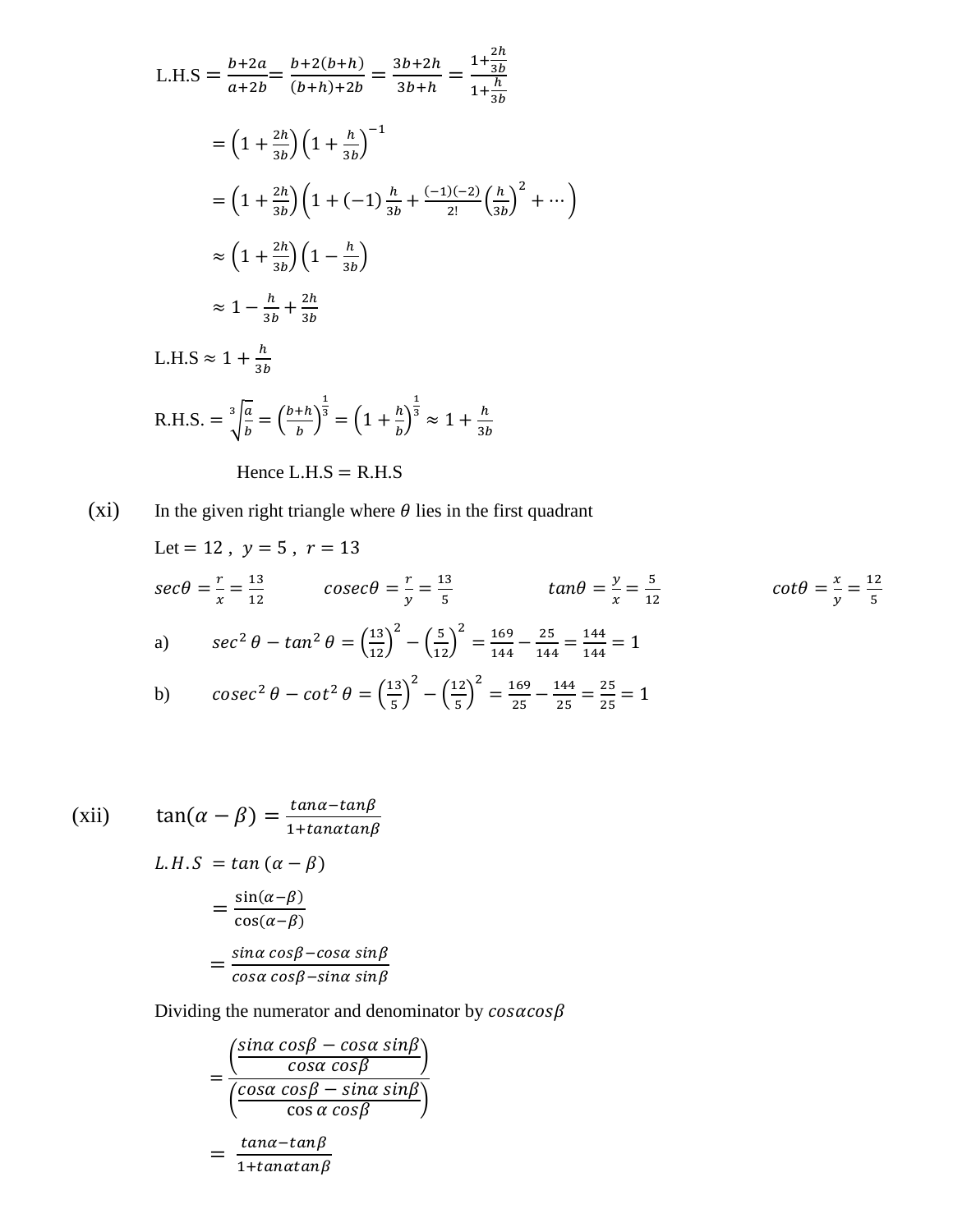L.H.S $= \frac{b+2a}{a+2b} = \frac{b+2(b+h)}{(b+h)+2b} = \frac{3b+2h}{3b+h} = \frac{1+\frac{2h}{3b}}{1+\frac{h}{3b}}$

$$= \left(1+\frac{2h}{3b}\right)\left(1+\frac{h}{3b}\right)^{-1}$$

$$= \left(1+\frac{2h}{3b}\right)\left(1+(-1)\frac{h}{3b}+\frac{(-1)(-2)}{2!}\left(\frac{h}{3b}\right)^2+\cdots\right)$$

$$\approx \left(1+\frac{2h}{3b}\right)\left(1-\frac{h}{3b}\right)$$

$$\approx 1-\frac{h}{3b}+\frac{2h}{3b}$$

L.H.S $\approx 1+\frac{h}{3b}$

R.H.S. $= \sqrt[3]{\frac{a}{b}} = \left(\frac{b+h}{b}\right)^{\frac{1}{3}} = \left(1+\frac{h}{b}\right)^{\frac{1}{3}} \approx 1+\frac{h}{3b}$

Hence L.H.S = R.H.S

(xi) In the given right triangle where $\theta$ lies in the first quadrant

Let $= 12$ , $y = 5$ , $r = 13$

$sec\theta = \frac{r}{x} = \frac{13}{12}$ $\quad cosec\theta = \frac{r}{y} = \frac{13}{5}$ $\quad tan\theta = \frac{y}{x} = \frac{5}{12}$ $\quad cot\theta = \frac{x}{y} = \frac{12}{5}$

a) $sec^2\theta - tan^2\theta = \left(\frac{13}{12}\right)^2 - \left(\frac{5}{12}\right)^2 = \frac{169}{144} - \frac{25}{144} = \frac{144}{144} = 1$

b) $cosec^2\theta - cot^2\theta = \left(\frac{13}{5}\right)^2 - \left(\frac{12}{5}\right)^2 = \frac{169}{25} - \frac{144}{25} = \frac{25}{25} = 1$

(xii) $\tan(\alpha-\beta) = \frac{tan\alpha - tan\beta}{1+tan\alpha tan\beta}$

$L.H.S = tan\,(\alpha-\beta)$

$$= \frac{\sin(\alpha-\beta)}{\cos(\alpha-\beta)}$$

$$= \frac{sin\alpha\, cos\beta - cos\alpha\, sin\beta}{cos\alpha\, cos\beta - sin\alpha\, sin\beta}$$

Dividing the numerator and denominator by $cos\alpha cos\beta$

$$= \frac{\left(\frac{sin\alpha\, cos\beta - cos\alpha\, sin\beta}{cos\alpha\, cos\beta}\right)}{\left(\frac{cos\alpha\, cos\beta - sin\alpha\, sin\beta}{\cos\alpha\, cos\beta}\right)}$$

$$= \frac{tan\alpha - tan\beta}{1+tan\alpha tan\beta}$$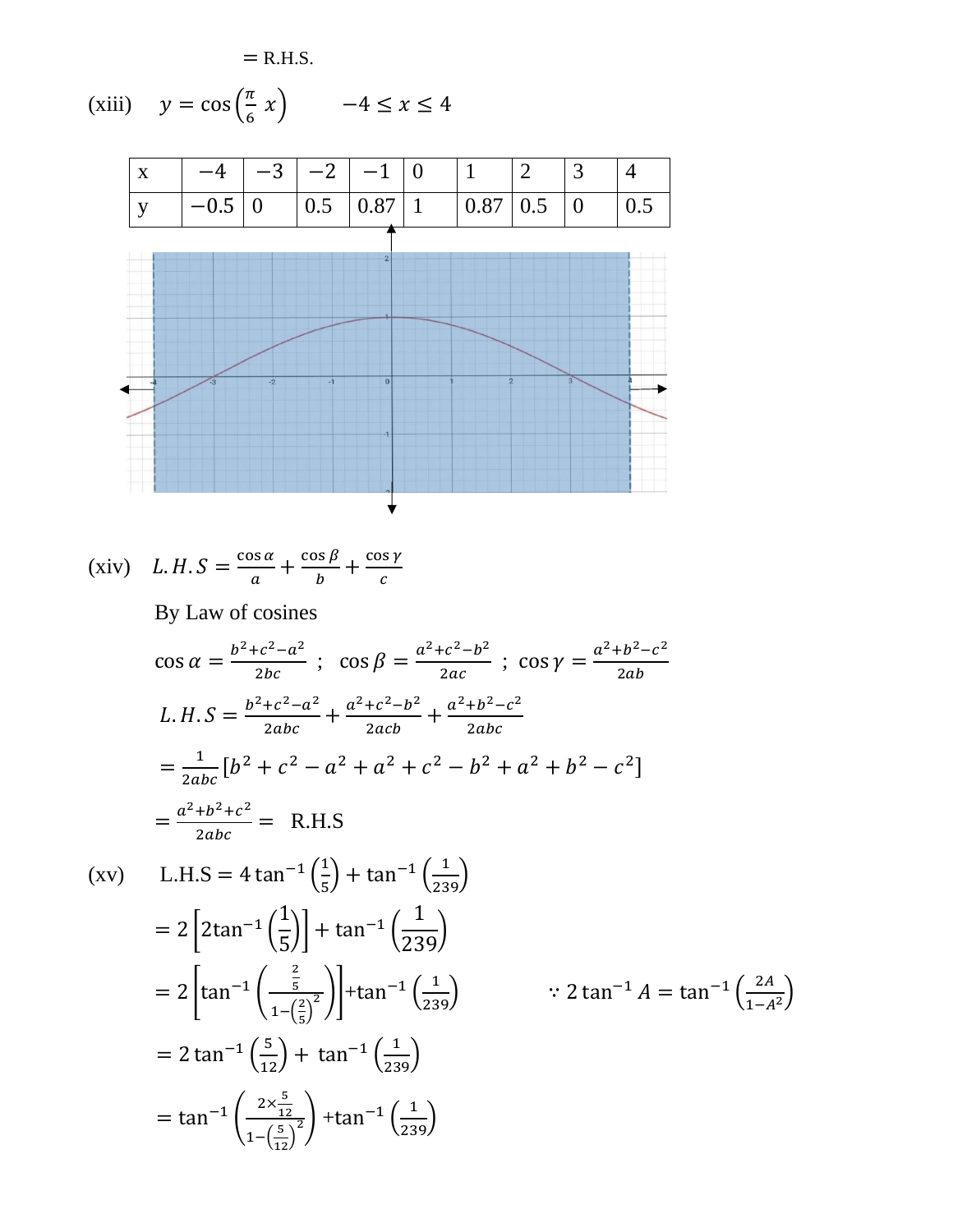$= \text{R.H.S.}$

(xiii) $y = \cos\left(\frac{\pi}{6}\, x\right) \qquad -4 \le x \le 4$

| x | $-4$ | $-3$ | $-2$ | $-1$ | 0 | 1 | 2 | 3 | 4 |
|---|---|---|---|---|---|---|---|---|---|
| y | $-0.5$ | 0 | 0.5 | 0.87 | 1 | 0.87 | 0.5 | 0 | 0.5 |

(xiv) $L.H.S = \frac{\cos\alpha}{a} + \frac{\cos\beta}{b} + \frac{\cos\gamma}{c}$

By Law of cosines

$\cos\alpha = \frac{b^2+c^2-a^2}{2bc}$ ; $\cos\beta = \frac{a^2+c^2-b^2}{2ac}$ ; $\cos\gamma = \frac{a^2+b^2-c^2}{2ab}$

$L.H.S = \frac{b^2+c^2-a^2}{2abc} + \frac{a^2+c^2-b^2}{2acb} + \frac{a^2+b^2-c^2}{2abc}$

$= \frac{1}{2abc}[b^2 + c^2 - a^2 + a^2 + c^2 - b^2 + a^2 + b^2 - c^2]$

$= \frac{a^2+b^2+c^2}{2abc} =$ R.H.S

(xv) L.H.S $= 4\tan^{-1}\left(\frac{1}{5}\right) + \tan^{-1}\left(\frac{1}{239}\right)$

$= 2\left[2\tan^{-1}\left(\frac{1}{5}\right)\right] + \tan^{-1}\left(\frac{1}{239}\right)$

$= 2\left[\tan^{-1}\left(\frac{\frac{2}{5}}{1-\left(\frac{2}{5}\right)^2}\right)\right] + \tan^{-1}\left(\frac{1}{239}\right) \qquad \because 2\tan^{-1}A = \tan^{-1}\left(\frac{2A}{1-A^2}\right)$

$= 2\tan^{-1}\left(\frac{5}{12}\right) + \tan^{-1}\left(\frac{1}{239}\right)$

$= \tan^{-1}\left(\frac{2\times\frac{5}{12}}{1-\left(\frac{5}{12}\right)^2}\right) + \tan^{-1}\left(\frac{1}{239}\right)$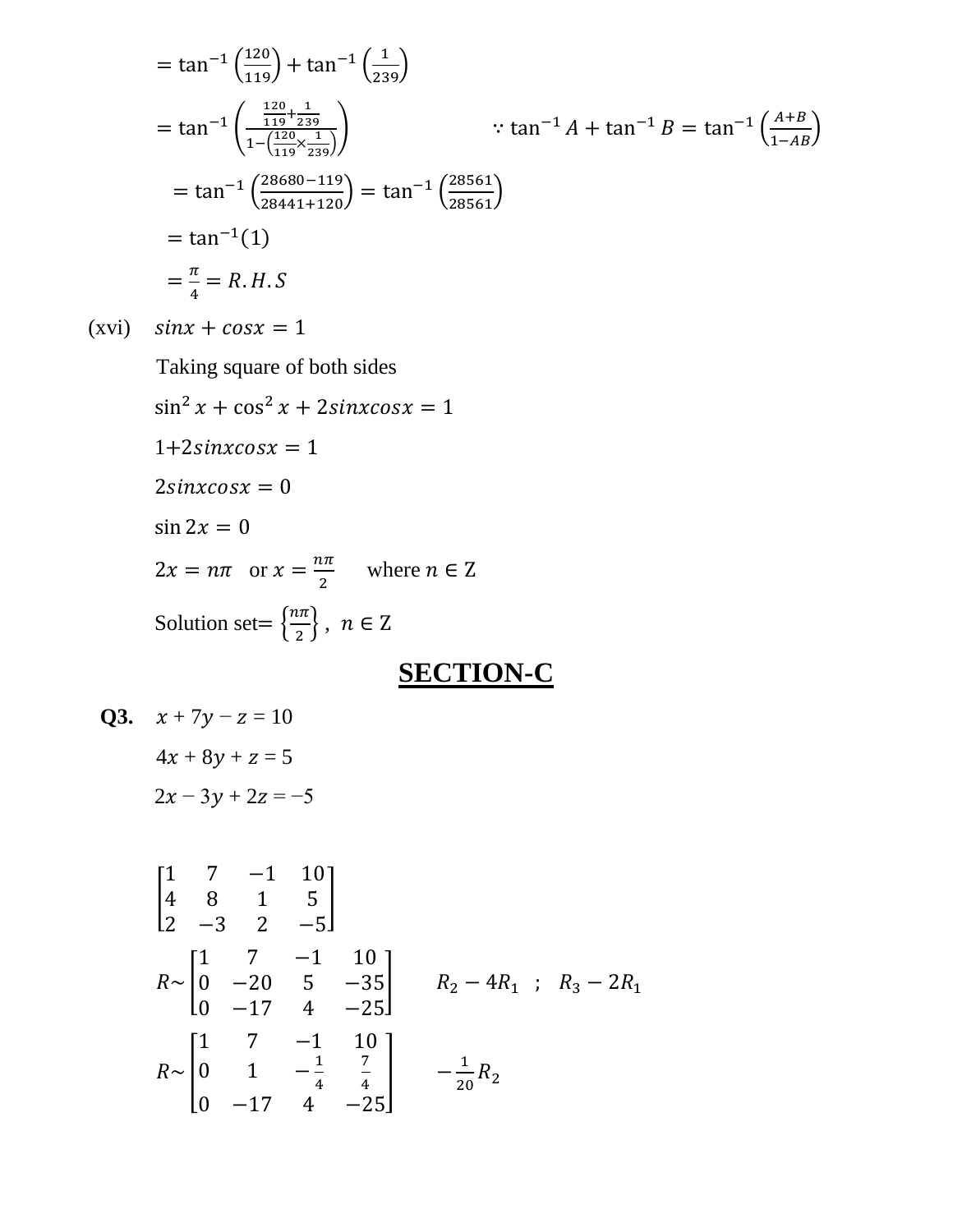$= \tan^{-1}\left(\frac{120}{119}\right) + \tan^{-1}\left(\frac{1}{239}\right)$

$= \tan^{-1}\left(\frac{\frac{120}{119}+\frac{1}{239}}{1-\left(\frac{120}{119}\times\frac{1}{239}\right)}\right)$ $\quad\quad \because \tan^{-1} A + \tan^{-1} B = \tan^{-1}\left(\frac{A+B}{1-AB}\right)$

$= \tan^{-1}\left(\frac{28680-119}{28441+120}\right) = \tan^{-1}\left(\frac{28561}{28561}\right)$

$= \tan^{-1}(1)$

$= \frac{\pi}{4} = R.H.S$

(xvi) $sinx + cosx = 1$

Taking square of both sides

$\sin^2 x + \cos^2 x + 2sinxcosx = 1$

$1+2sinxcosx = 1$

$2sinxcosx = 0$

$\sin 2x = 0$

$2x = n\pi$ or $x = \frac{n\pi}{2}$ where $n \in$ Z

Solution set$= \left\{\frac{n\pi}{2}\right\}$, $n \in$ Z

## SECTION-C

**Q3.** $x + 7y - z = 10$

$4x + 8y + z = 5$

$2x - 3y + 2z = -5$

$$\begin{bmatrix} 1 & 7 & -1 & 10 \\ 4 & 8 & 1 & 5 \\ 2 & -3 & 2 & -5 \end{bmatrix}$$

$$R\sim\begin{bmatrix} 1 & 7 & -1 & 10 \\ 0 & -20 & 5 & -35 \\ 0 & -17 & 4 & -25 \end{bmatrix} \quad R_2 - 4R_1 \;\; ; \;\; R_3 - 2R_1$$

$$R\sim\begin{bmatrix} 1 & 7 & -1 & 10 \\ 0 & 1 & -\frac{1}{4} & \frac{7}{4} \\ 0 & -17 & 4 & -25 \end{bmatrix} \quad -\frac{1}{20}R_2$$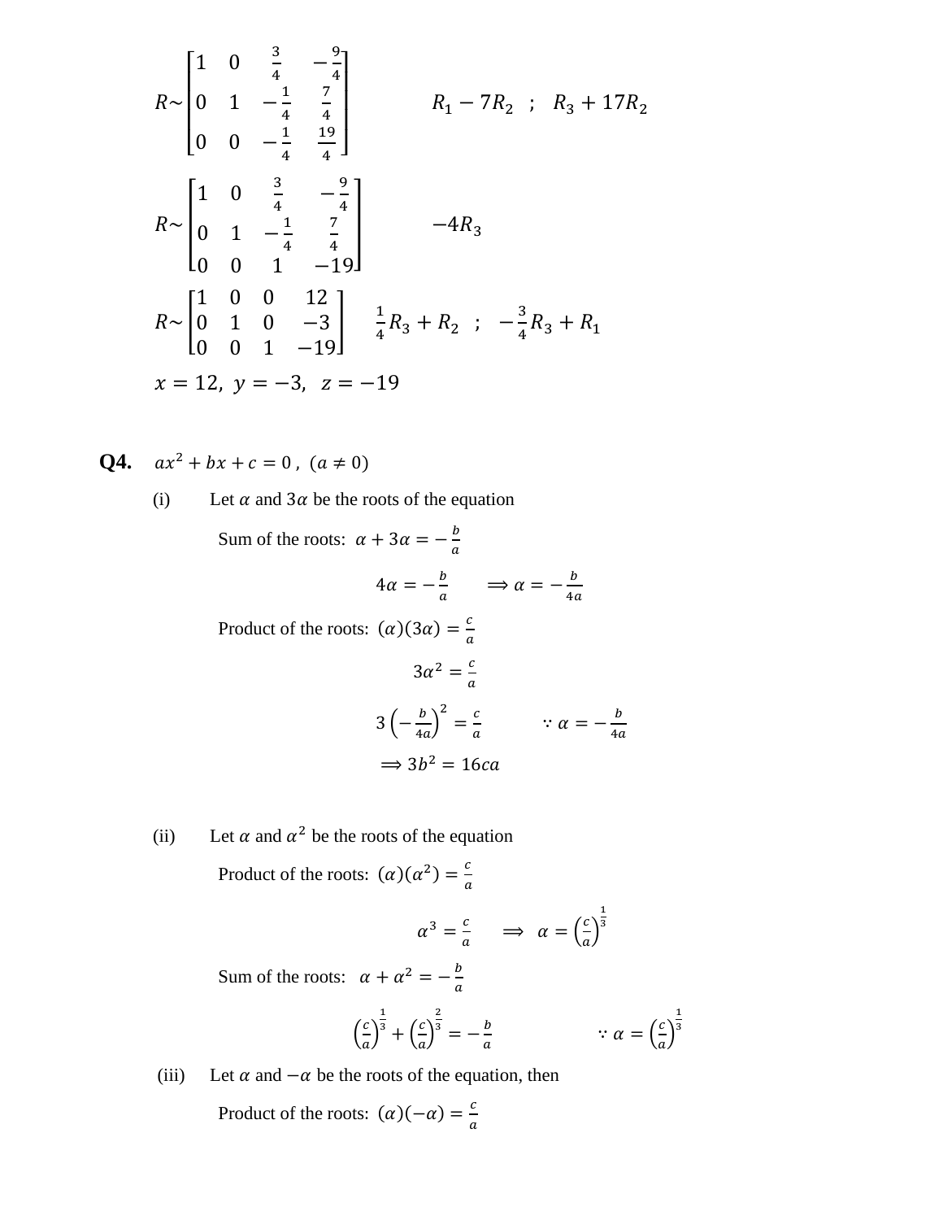$$R \sim \begin{bmatrix} 1 & 0 & \frac{3}{4} & -\frac{9}{4} \\ 0 & 1 & -\frac{1}{4} & \frac{7}{4} \\ 0 & 0 & -\frac{1}{4} & \frac{19}{4} \end{bmatrix} \qquad R_1 - 7R_2 \;\; ; \;\; R_3 + 17R_2$$

$$R \sim \begin{bmatrix} 1 & 0 & \frac{3}{4} & -\frac{9}{4} \\ 0 & 1 & -\frac{1}{4} & \frac{7}{4} \\ 0 & 0 & 1 & -19 \end{bmatrix} \qquad -4R_3$$

$$R \sim \begin{bmatrix} 1 & 0 & 0 & 12 \\ 0 & 1 & 0 & -3 \\ 0 & 0 & 1 & -19 \end{bmatrix} \qquad \frac{1}{4}R_3 + R_2 \;\; ; \;\; -\frac{3}{4}R_3 + R_1$$

$x = 12, \; y = -3, \; z = -19$

**Q4.** $ax^2 + bx + c = 0 \; , \; (a \neq 0)$

(i) Let $\alpha$ and $3\alpha$ be the roots of the equation

Sum of the roots: $\alpha + 3\alpha = -\frac{b}{a}$

$$4\alpha = -\frac{b}{a} \qquad \Rightarrow \alpha = -\frac{b}{4a}$$

Product of the roots: $(\alpha)(3\alpha) = \frac{c}{a}$

$$3\alpha^2 = \frac{c}{a}$$

$$3\left(-\frac{b}{4a}\right)^2 = \frac{c}{a} \qquad \because \alpha = -\frac{b}{4a}$$

$$\Rightarrow 3b^2 = 16ca$$

(ii) Let $\alpha$ and $\alpha^2$ be the roots of the equation

Product of the roots: $(\alpha)(\alpha^2) = \frac{c}{a}$

$$\alpha^3 = \frac{c}{a} \qquad \Rightarrow \;\; \alpha = \left(\frac{c}{a}\right)^{\frac{1}{3}}$$

Sum of the roots: $\alpha + \alpha^2 = -\frac{b}{a}$

$$\left(\frac{c}{a}\right)^{\frac{1}{3}} + \left(\frac{c}{a}\right)^{\frac{2}{3}} = -\frac{b}{a} \qquad \because \alpha = \left(\frac{c}{a}\right)^{\frac{1}{3}}$$

(iii) Let $\alpha$ and $-\alpha$ be the roots of the equation, then

Product of the roots: $(\alpha)(-\alpha) = \frac{c}{a}$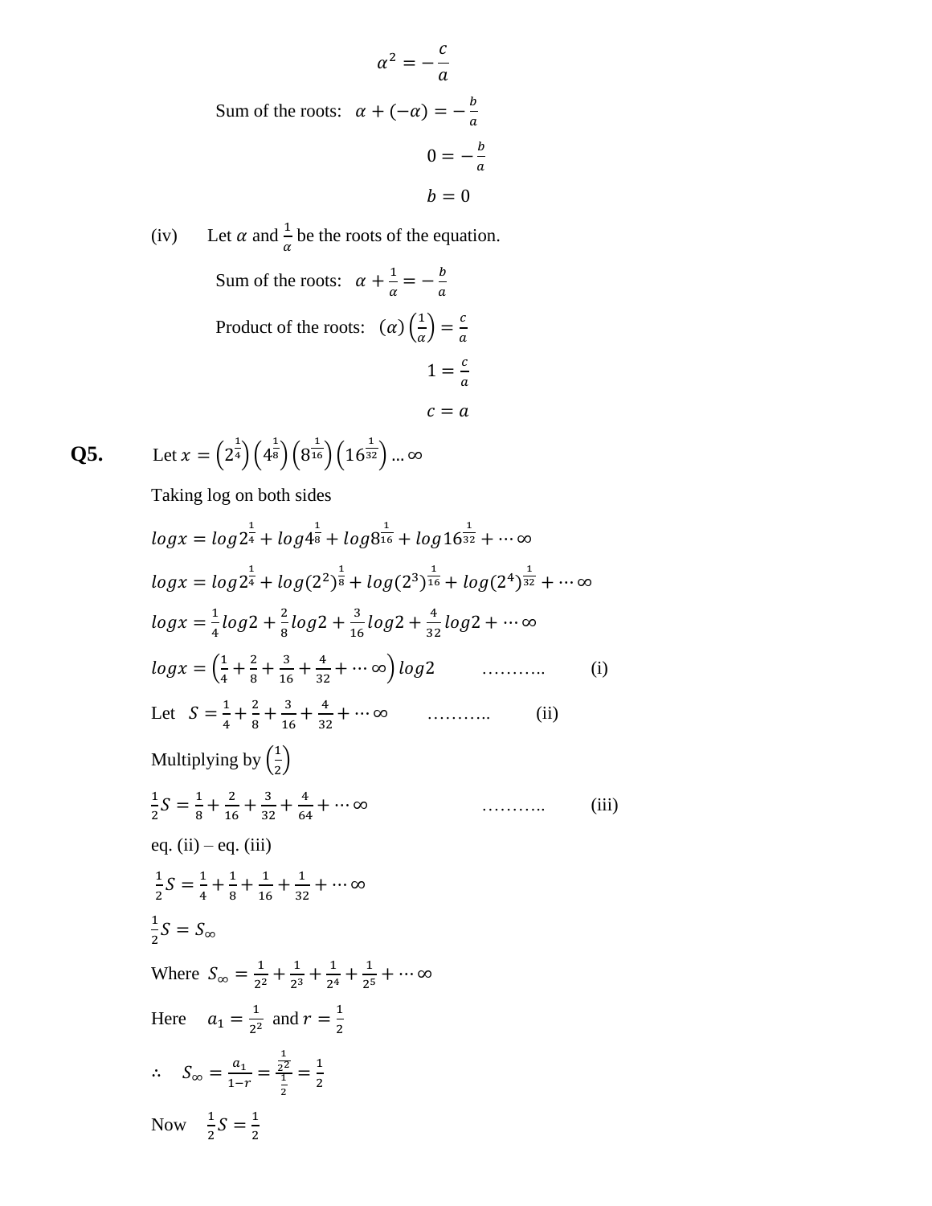$$\alpha^2 = -\frac{c}{a}$$

Sum of the roots: $\alpha + (-\alpha) = -\frac{b}{a}$

$$0 = -\frac{b}{a}$$

$$b = 0$$

(iv) Let $\alpha$ and $\frac{1}{\alpha}$ be the roots of the equation.

Sum of the roots: $\alpha + \frac{1}{\alpha} = -\frac{b}{a}$

Product of the roots: $(\alpha)\left(\frac{1}{\alpha}\right) = \frac{c}{a}$

$$1 = \frac{c}{a}$$

$$c = a$$

**Q5.** Let $x = \left(2^{\frac{1}{4}}\right)\left(4^{\frac{1}{8}}\right)\left(8^{\frac{1}{16}}\right)\left(16^{\frac{1}{32}}\right) \ldots \infty$

Taking log on both sides

$$log x = log 2^{\frac{1}{4}} + log 4^{\frac{1}{8}} + log 8^{\frac{1}{16}} + log 16^{\frac{1}{32}} + \cdots \infty$$

$$log x = log 2^{\frac{1}{4}} + log(2^2)^{\frac{1}{8}} + log(2^3)^{\frac{1}{16}} + log(2^4)^{\frac{1}{32}} + \cdots \infty$$

$$log x = \frac{1}{4} log 2 + \frac{2}{8} log 2 + \frac{3}{16} log 2 + \frac{4}{32} log 2 + \cdots \infty$$

$$log x = \left(\frac{1}{4} + \frac{2}{8} + \frac{3}{16} + \frac{4}{32} + \cdots \infty\right) log 2 \quad \ldots\ldots\ldots.. \quad \text{(i)}$$

Let $S = \frac{1}{4} + \frac{2}{8} + \frac{3}{16} + \frac{4}{32} + \cdots \infty \quad \ldots\ldots\ldots.. \quad \text{(ii)}$

Multiplying by $\left(\frac{1}{2}\right)$

$$\frac{1}{2} S = \frac{1}{8} + \frac{2}{16} + \frac{3}{32} + \frac{4}{64} + \cdots \infty \quad \ldots\ldots\ldots.. \quad \text{(iii)}$$

eq. (ii) – eq. (iii)

$$\frac{1}{2} S = \frac{1}{4} + \frac{1}{8} + \frac{1}{16} + \frac{1}{32} + \cdots \infty$$

$$\frac{1}{2} S = S_\infty$$

Where $S_\infty = \frac{1}{2^2} + \frac{1}{2^3} + \frac{1}{2^4} + \frac{1}{2^5} + \cdots \infty$

Here $a_1 = \frac{1}{2^2}$ and $r = \frac{1}{2}$

$$\therefore \quad S_\infty = \frac{a_1}{1-r} = \frac{\frac{1}{2^2}}{\frac{1}{2}} = \frac{1}{2}$$

Now $\frac{1}{2} S = \frac{1}{2}$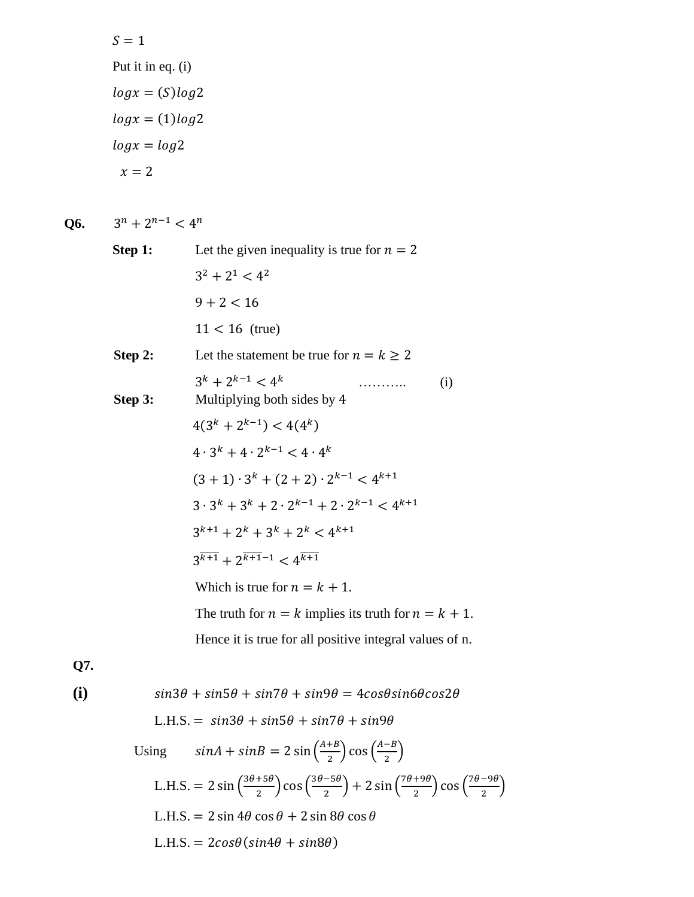$S = 1$

Put it in eq. (i)

$logx = (S)log2$

$logx = (1)log2$

$logx = log2$

$x = 2$

**Q6.** $3^n + 2^{n-1} < 4^n$

**Step 1:** Let the given inequality is true for $n = 2$

$3^2 + 2^1 < 4^2$

$9 + 2 < 16$

$11 < 16$ (true)

**Step 2:** Let the statement be true for $n = k \geq 2$

$3^k + 2^{k-1} < 4^k$ ……….. (i)

**Step 3:** Multiplying both sides by 4

$4(3^k + 2^{k-1}) < 4(4^k)$

$4 \cdot 3^k + 4 \cdot 2^{k-1} < 4 \cdot 4^k$

$(3+1) \cdot 3^k + (2+2) \cdot 2^{k-1} < 4^{k+1}$

$3 \cdot 3^k + 3^k + 2 \cdot 2^{k-1} + 2 \cdot 2^{k-1} < 4^{k+1}$

$3^{k+1} + 2^k + 3^k + 2^k < 4^{k+1}$

$3^{\overline{k+1}} + 2^{\overline{k+1}-1} < 4^{\overline{k+1}}$

Which is true for $n = k + 1$.

The truth for $n = k$ implies its truth for $n = k + 1$.

Hence it is true for all positive integral values of n.

**Q7.**

**(i)** $sin3\theta + sin5\theta + sin7\theta + sin9\theta = 4cos\theta sin6\theta cos2\theta$

L.H.S. $= sin3\theta + sin5\theta + sin7\theta + sin9\theta$

Using $sinA + sinB = 2\sin\left(\frac{A+B}{2}\right)\cos\left(\frac{A-B}{2}\right)$

L.H.S. $= 2\sin\left(\frac{3\theta+5\theta}{2}\right)\cos\left(\frac{3\theta-5\theta}{2}\right) + 2\sin\left(\frac{7\theta+9\theta}{2}\right)\cos\left(\frac{7\theta-9\theta}{2}\right)$

L.H.S. $= 2\sin 4\theta\cos\theta + 2\sin 8\theta\cos\theta$

L.H.S. $= 2cos\theta(sin4\theta + sin8\theta)$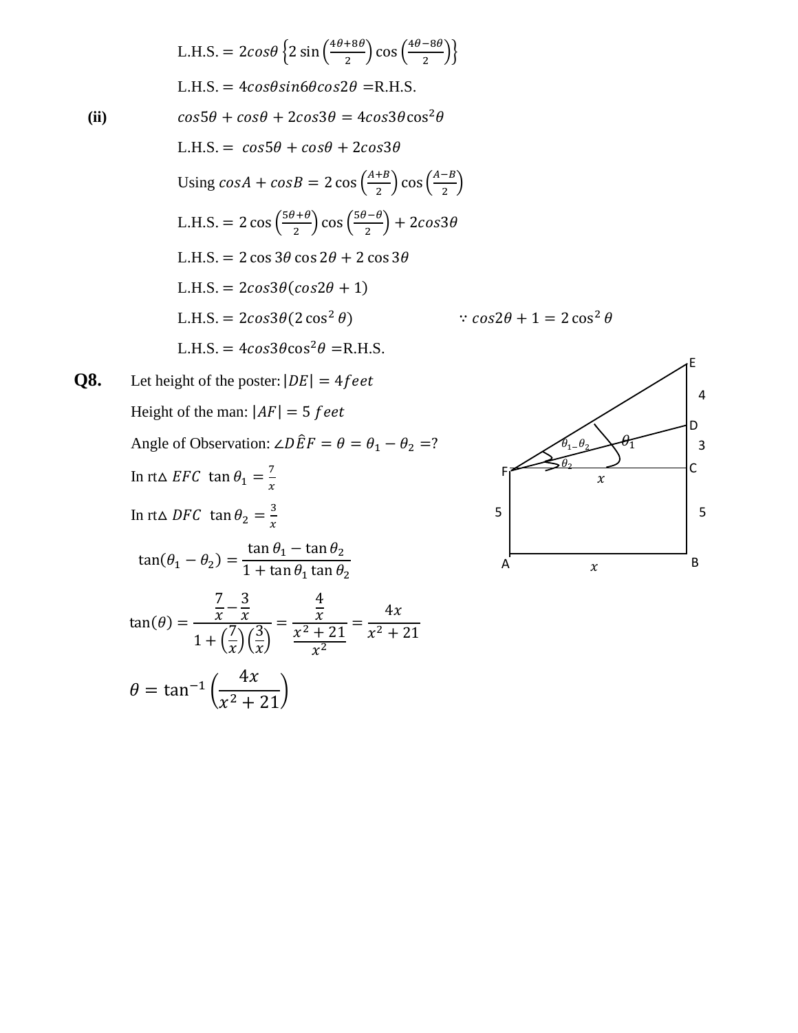$$\text{L.H.S.} = 2cos\theta\left\{2\sin\left(\frac{4\theta+8\theta}{2}\right)\cos\left(\frac{4\theta-8\theta}{2}\right)\right\}$$

$$\text{L.H.S.} = 4cos\theta sin6\theta cos2\theta = \text{R.H.S.}$$

**(ii)** $cos5\theta + cos\theta + 2cos3\theta = 4cos3\theta\cos^2\theta$

$$\text{L.H.S.} = cos5\theta + cos\theta + 2cos3\theta$$

Using $cosA + cosB = 2\cos\left(\frac{A+B}{2}\right)\cos\left(\frac{A-B}{2}\right)$

$$\text{L.H.S.} = 2\cos\left(\frac{5\theta+\theta}{2}\right)\cos\left(\frac{5\theta-\theta}{2}\right) + 2cos3\theta$$

$$\text{L.H.S.} = 2\cos 3\theta\cos 2\theta + 2\cos 3\theta$$

$$\text{L.H.S.} = 2cos3\theta(cos2\theta + 1)$$

$$\text{L.H.S.} = 2cos3\theta(2\cos^2\theta) \qquad \because cos2\theta + 1 = 2\cos^2\theta$$

$$\text{L.H.S.} = 4cos3\theta\cos^2\theta = \text{R.H.S.}$$

**Q8.** Let height of the poster: $|DE| = 4feet$

Height of the man: $|AF| = 5\ feet$

Angle of Observation: $\angle D\hat{E}F = \theta = \theta_1 - \theta_2 = ?$

In rt$\triangle$ $EFC$ $\tan\theta_1 = \frac{7}{x}$

In rt$\triangle$ $DFC$ $\tan\theta_2 = \frac{3}{x}$

E
4
D
3
C
F
5
5
A
B
$x$
$x$
$\theta_1 - \theta_2$
$\theta_1$
$\theta_2$

$$\tan(\theta_1 - \theta_2) = \frac{\tan\theta_1 - \tan\theta_2}{1 + \tan\theta_1\tan\theta_2}$$

$$\tan(\theta) = \frac{\frac{7}{x} - \frac{3}{x}}{1 + \left(\frac{7}{x}\right)\left(\frac{3}{x}\right)} = \frac{\frac{4}{x}}{\frac{x^2+21}{x^2}} = \frac{4x}{x^2+21}$$

$$\theta = \tan^{-1}\left(\frac{4x}{x^2+21}\right)$$